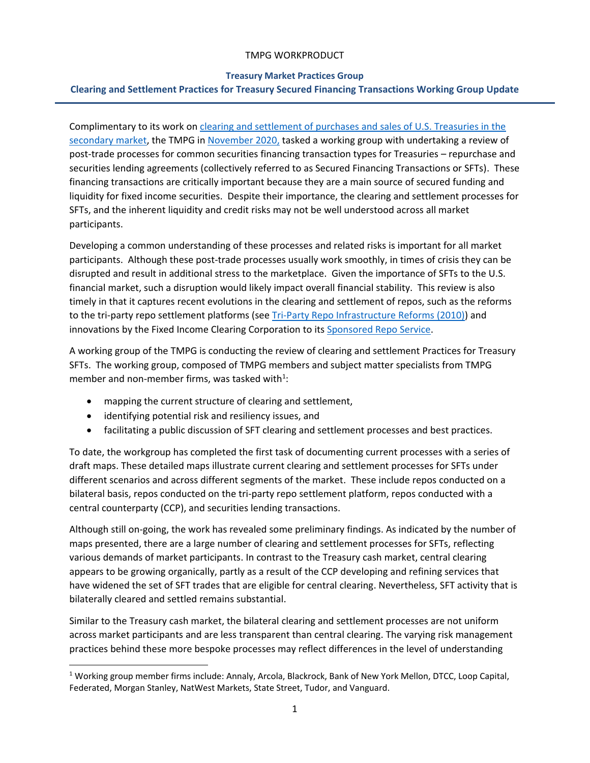TMPG WORKPRODUCT

**Treasury Market Practices Group**

**Clearing and Settlement Practices for Treasury Secured Financing Transactions Working Group Update**

Complimentary to its work on clearing and settlement of purchases and sales of U.S. Treasuries in the secondary market, the TMPG in November 2020, tasked a working group with undertaking a review of post-trade processes for common securities financing transaction types for Treasuries – repurchase and securities lending agreements (collectively referred to as Secured Financing Transactions or SFTs). These financing transactions are critically important because they are a main source of secured funding and liquidity for fixed income securities. Despite their importance, the clearing and settlement processes for SFTs, and the inherent liquidity and credit risks may not be well understood across all market participants.

Developing a common understanding of these processes and related risks is important for all market participants. Although these post-trade processes usually work smoothly, in times of crisis they can be disrupted and result in additional stress to the marketplace. Given the importance of SFTs to the U.S. financial market, such a disruption would likely impact overall financial stability. This review is also timely in that it captures recent evolutions in the clearing and settlement of repos, such as the reforms to the tri-party repo settlement platforms (see Tri-Party Repo Infrastructure Reforms (2010)) and innovations by the Fixed Income Clearing Corporation to its Sponsored Repo Service.

A working group of the TMPG is conducting the review of clearing and settlement Practices for Treasury SFTs. The working group, composed of TMPG members and subject matter specialists from TMPG member and non-member firms, was tasked with[1]:

- mapping the current structure of clearing and settlement,
- identifying potential risk and resiliency issues, and
- facilitating a public discussion of SFT clearing and settlement processes and best practices.

To date, the workgroup has completed the first task of documenting current processes with a series of draft maps. These detailed maps illustrate current clearing and settlement processes for SFTs under different scenarios and across different segments of the market. These include repos conducted on a bilateral basis, repos conducted on the tri-party repo settlement platform, repos conducted with a central counterparty (CCP), and securities lending transactions.

Although still on-going, the work has revealed some preliminary findings. As indicated by the number of maps presented, there are a large number of clearing and settlement processes for SFTs, reflecting various demands of market participants. In contrast to the Treasury cash market, central clearing appears to be growing organically, partly as a result of the CCP developing and refining services that have widened the set of SFT trades that are eligible for central clearing. Nevertheless, SFT activity that is bilaterally cleared and settled remains substantial.

Similar to the Treasury cash market, the bilateral clearing and settlement processes are not uniform across market participants and are less transparent than central clearing. The varying risk management practices behind these more bespoke processes may reflect differences in the level of understanding

[1] Working group member firms include: Annaly, Arcola, Blackrock, Bank of New York Mellon, DTCC, Loop Capital, Federated, Morgan Stanley, NatWest Markets, State Street, Tudor, and Vanguard.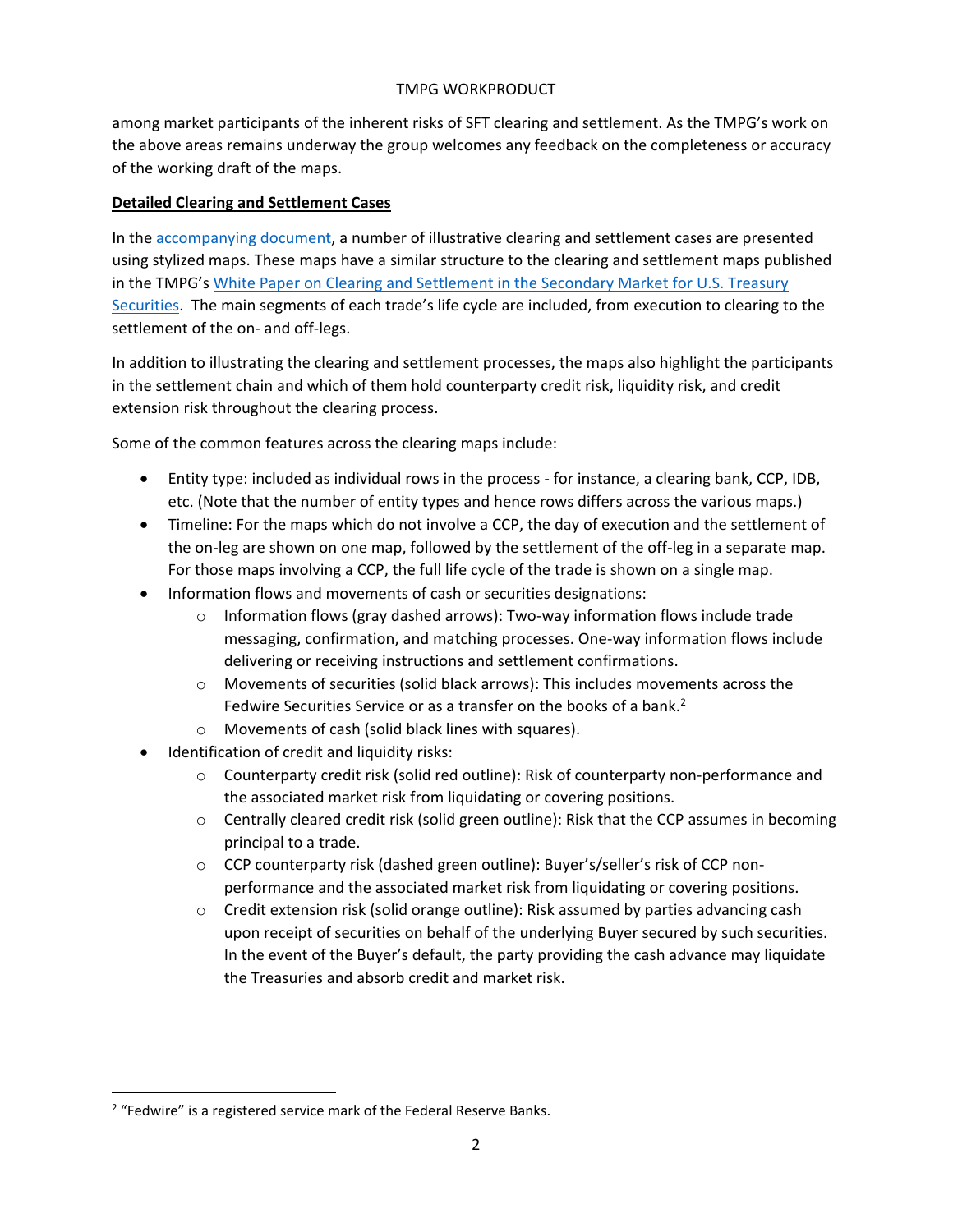among market participants of the inherent risks of SFT clearing and settlement. As the TMPG's work on the above areas remains underway the group welcomes any feedback on the completeness or accuracy of the working draft of the maps.

**Detailed Clearing and Settlement Cases**

In the accompanying document, a number of illustrative clearing and settlement cases are presented using stylized maps. These maps have a similar structure to the clearing and settlement maps published in the TMPG's White Paper on Clearing and Settlement in the Secondary Market for U.S. Treasury Securities. The main segments of each trade's life cycle are included, from execution to clearing to the settlement of the on- and off-legs.

In addition to illustrating the clearing and settlement processes, the maps also highlight the participants in the settlement chain and which of them hold counterparty credit risk, liquidity risk, and credit extension risk throughout the clearing process.

Some of the common features across the clearing maps include:

- Entity type: included as individual rows in the process - for instance, a clearing bank, CCP, IDB, etc. (Note that the number of entity types and hence rows differs across the various maps.)
- Timeline: For the maps which do not involve a CCP, the day of execution and the settlement of the on-leg are shown on one map, followed by the settlement of the off-leg in a separate map. For those maps involving a CCP, the full life cycle of the trade is shown on a single map.
- Information flows and movements of cash or securities designations:
    - Information flows (gray dashed arrows): Two-way information flows include trade messaging, confirmation, and matching processes. One-way information flows include delivering or receiving instructions and settlement confirmations.
    - Movements of securities (solid black arrows): This includes movements across the Fedwire Securities Service or as a transfer on the books of a bank.[2]
    - Movements of cash (solid black lines with squares).
- Identification of credit and liquidity risks:
    - Counterparty credit risk (solid red outline): Risk of counterparty non-performance and the associated market risk from liquidating or covering positions.
    - Centrally cleared credit risk (solid green outline): Risk that the CCP assumes in becoming principal to a trade.
    - CCP counterparty risk (dashed green outline): Buyer's/seller's risk of CCP non-performance and the associated market risk from liquidating or covering positions.
    - Credit extension risk (solid orange outline): Risk assumed by parties advancing cash upon receipt of securities on behalf of the underlying Buyer secured by such securities. In the event of the Buyer's default, the party providing the cash advance may liquidate the Treasuries and absorb credit and market risk.

[2] "Fedwire" is a registered service mark of the Federal Reserve Banks.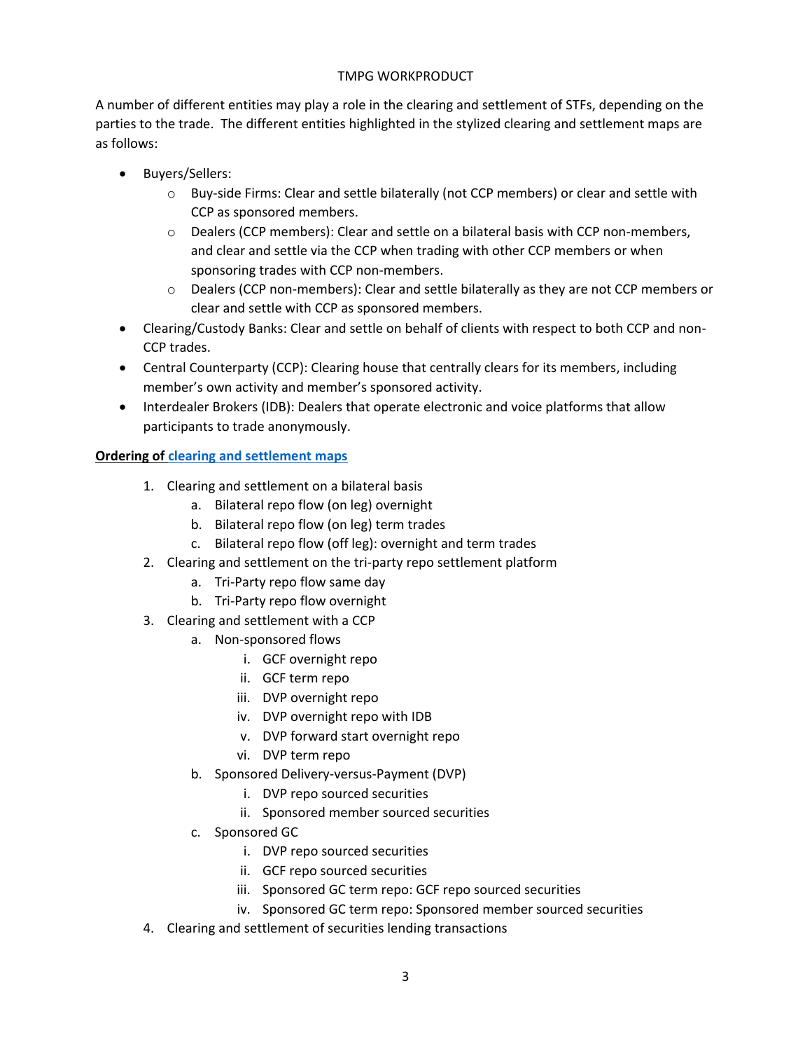A number of different entities may play a role in the clearing and settlement of STFs, depending on the parties to the trade. The different entities highlighted in the stylized clearing and settlement maps are as follows:

- Buyers/Sellers:
  - Buy-side Firms: Clear and settle bilaterally (not CCP members) or clear and settle with CCP as sponsored members.
  - Dealers (CCP members): Clear and settle on a bilateral basis with CCP non-members, and clear and settle via the CCP when trading with other CCP members or when sponsoring trades with CCP non-members.
  - Dealers (CCP non-members): Clear and settle bilaterally as they are not CCP members or clear and settle with CCP as sponsored members.
- Clearing/Custody Banks: Clear and settle on behalf of clients with respect to both CCP and non-CCP trades.
- Central Counterparty (CCP): Clearing house that centrally clears for its members, including member's own activity and member's sponsored activity.
- Interdealer Brokers (IDB): Dealers that operate electronic and voice platforms that allow participants to trade anonymously.

**Ordering of clearing and settlement maps**

1. Clearing and settlement on a bilateral basis
   a. Bilateral repo flow (on leg) overnight
   b. Bilateral repo flow (on leg) term trades
   c. Bilateral repo flow (off leg): overnight and term trades
2. Clearing and settlement on the tri-party repo settlement platform
   a. Tri-Party repo flow same day
   b. Tri-Party repo flow overnight
3. Clearing and settlement with a CCP
   a. Non-sponsored flows
      i. GCF overnight repo
      ii. GCF term repo
      iii. DVP overnight repo
      iv. DVP overnight repo with IDB
      v. DVP forward start overnight repo
      vi. DVP term repo
   b. Sponsored Delivery-versus-Payment (DVP)
      i. DVP repo sourced securities
      ii. Sponsored member sourced securities
   c. Sponsored GC
      i. DVP repo sourced securities
      ii. GCF repo sourced securities
      iii. Sponsored GC term repo: GCF repo sourced securities
      iv. Sponsored GC term repo: Sponsored member sourced securities
4. Clearing and settlement of securities lending transactions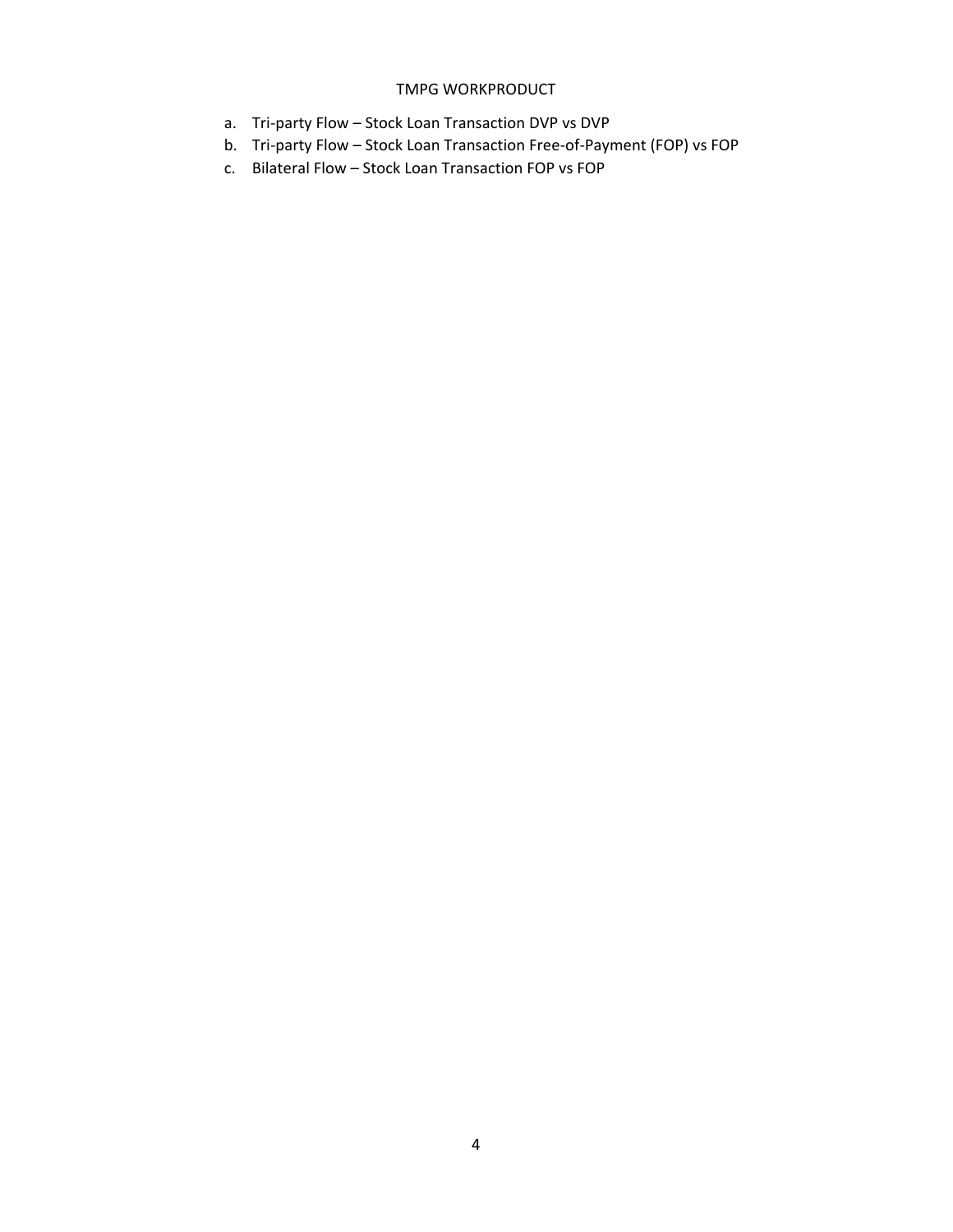a. Tri-party Flow – Stock Loan Transaction DVP vs DVP
b. Tri-party Flow – Stock Loan Transaction Free-of-Payment (FOP) vs FOP
c. Bilateral Flow – Stock Loan Transaction FOP vs FOP